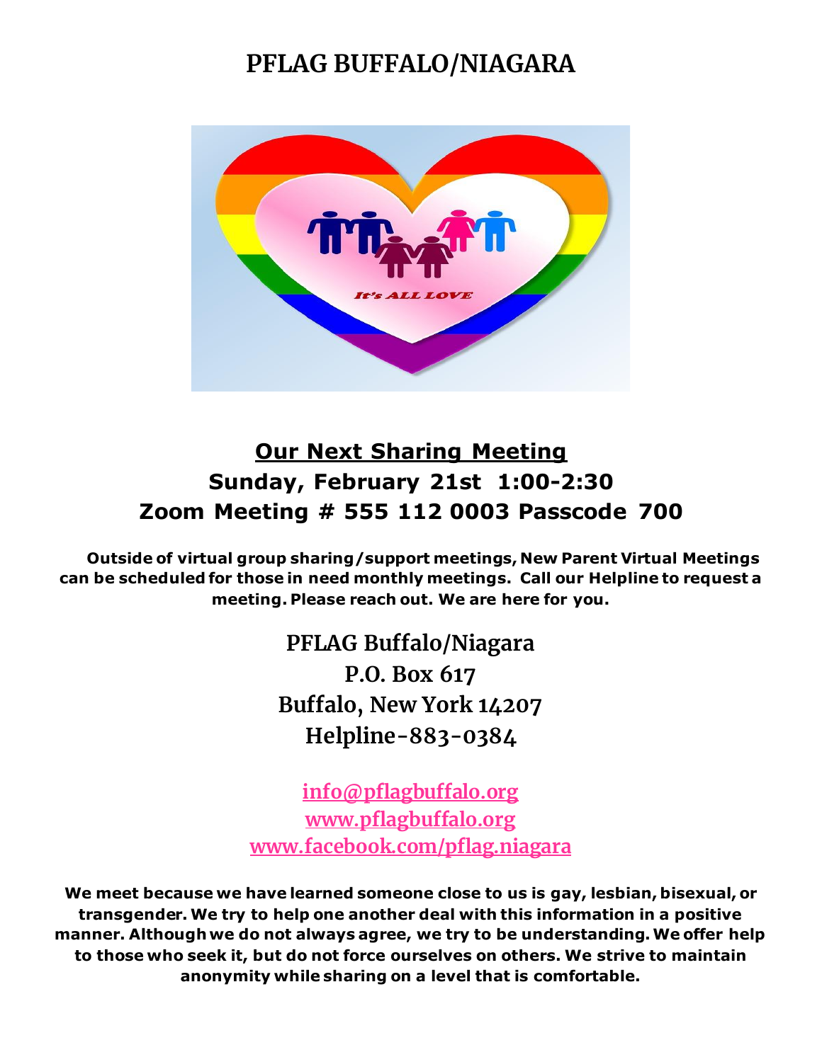# PFLAG BUFFALO/NIAGARA

## Our Next Sharing Meeting

## Sunday, February 21st 1:00-2:30

## Zoom Meeting # 555 112 0003 Passcode 700

**Outside of virtual group sharing/support meetings, New Parent Virtual Meetings can be scheduled for those in need monthly meetings. Call our Helpline to request a meeting. Please reach out. We are here for you.**

PFLAG Buffalo/Niagara
P.O. Box 617
Buffalo, New York 14207
Helpline-883-0384

info@pflagbuffalo.org
www.pflagbuffalo.org
www.facebook.com/pflag.niagara

**We meet because we have learned someone close to us is gay, lesbian, bisexual, or transgender. We try to help one another deal with this information in a positive manner. Although we do not always agree, we try to be understanding. We offer help to those who seek it, but do not force ourselves on others. We strive to maintain anonymity while sharing on a level that is comfortable.**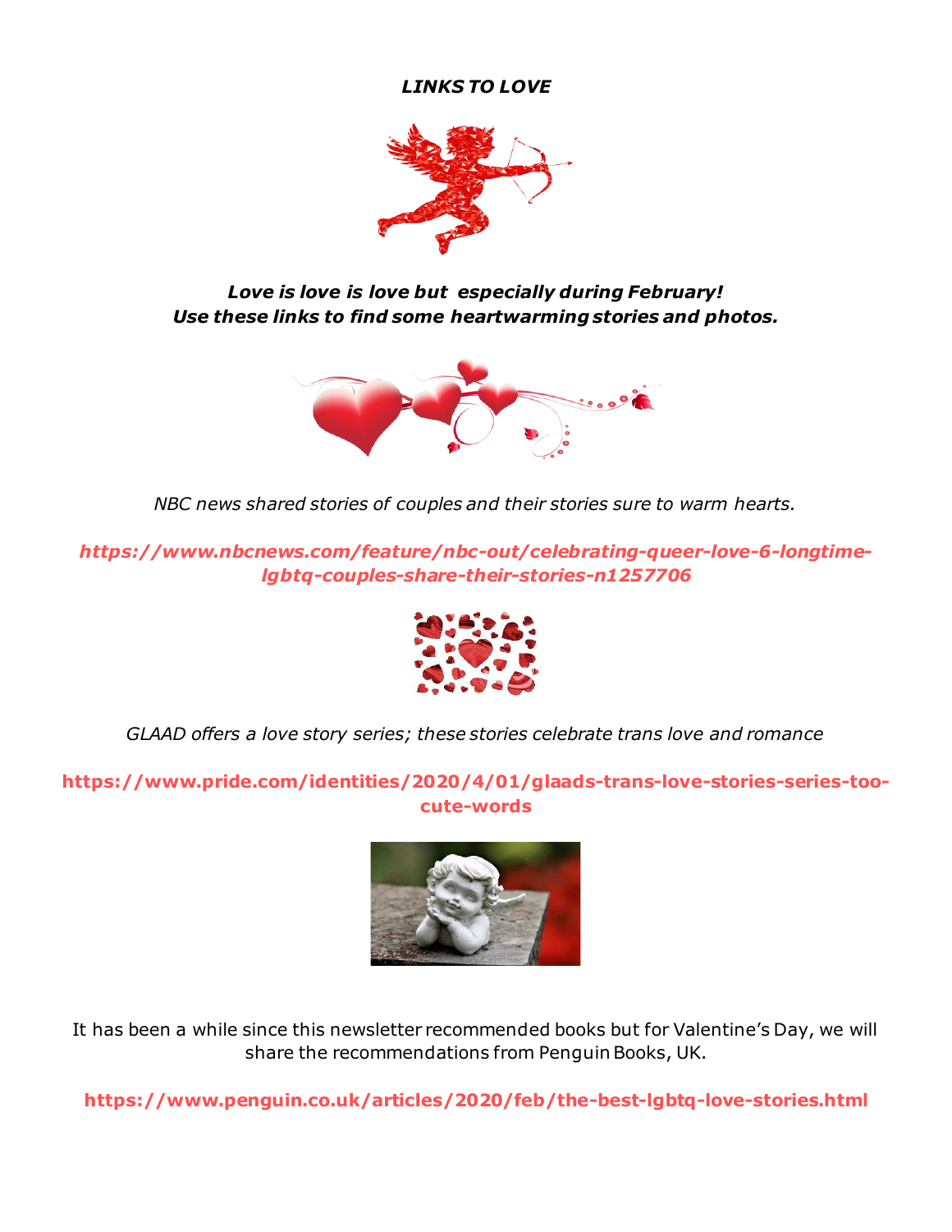***LINKS TO LOVE***

***Love is love is love but especially during February!***
***Use these links to find some heartwarming stories and photos.***

*NBC news shared stories of couples and their stories sure to warm hearts.*

***https://www.nbcnews.com/feature/nbc-out/celebrating-queer-love-6-longtime-lgbtq-couples-share-their-stories-n1257706***

*GLAAD offers a love story series; these stories celebrate trans love and romance*

**https://www.pride.com/identities/2020/4/01/glaads-trans-love-stories-series-too-cute-words**

It has been a while since this newsletter recommended books but for Valentine's Day, we will share the recommendations from Penguin Books, UK.

**https://www.penguin.co.uk/articles/2020/feb/the-best-lgbtq-love-stories.html**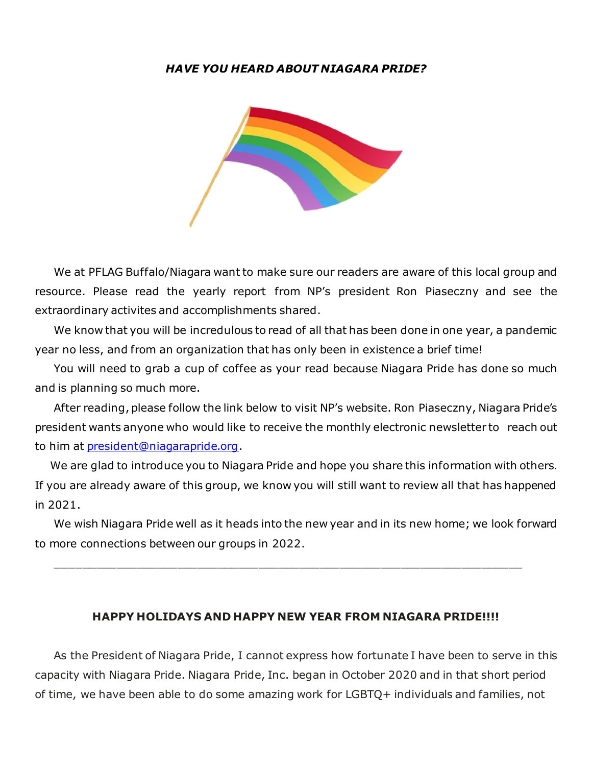***HAVE YOU HEARD ABOUT NIAGARA PRIDE?***

We at PFLAG Buffalo/Niagara want to make sure our readers are aware of this local group and resource. Please read the yearly report from NP's president Ron Piaseczny and see the extraordinary activites and accomplishments shared.

We know that you will be incredulous to read of all that has been done in one year, a pandemic year no less, and from an organization that has only been in existence a brief time!

You will need to grab a cup of coffee as your read because Niagara Pride has done so much and is planning so much more.

After reading, please follow the link below to visit NP's website. Ron Piaseczny, Niagara Pride's president wants anyone who would like to receive the monthly electronic newsletter to reach out to him at president@niagarapride.org.

We are glad to introduce you to Niagara Pride and hope you share this information with others. If you are already aware of this group, we know you will still want to review all that has happened in 2021.

We wish Niagara Pride well as it heads into the new year and in its new home; we look forward to more connections between our groups in 2022.

---

**HAPPY HOLIDAYS AND HAPPY NEW YEAR FROM NIAGARA PRIDE!!!!**

As the President of Niagara Pride, I cannot express how fortunate I have been to serve in this capacity with Niagara Pride. Niagara Pride, Inc. began in October 2020 and in that short period of time, we have been able to do some amazing work for LGBTQ+ individuals and families, not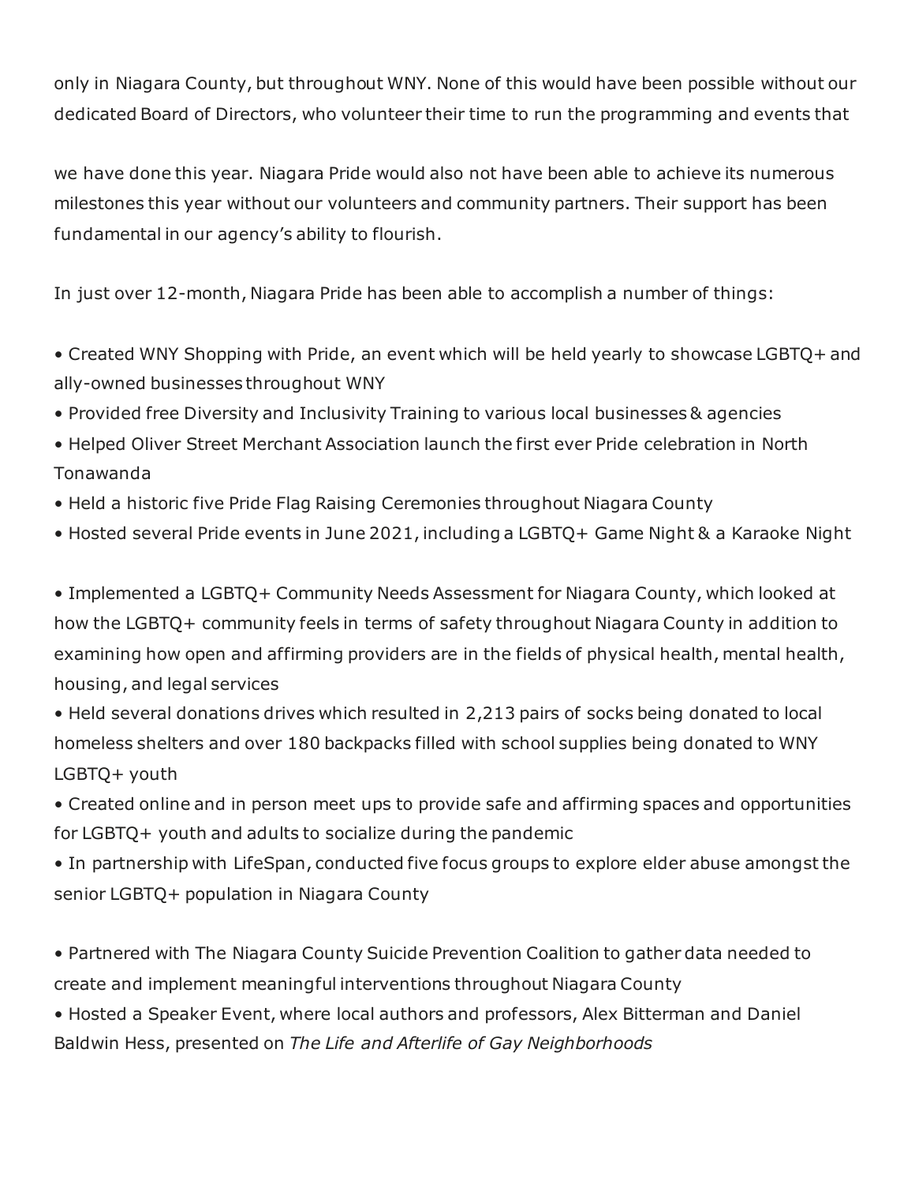only in Niagara County, but throughout WNY. None of this would have been possible without our dedicated Board of Directors, who volunteer their time to run the programming and events that

we have done this year. Niagara Pride would also not have been able to achieve its numerous milestones this year without our volunteers and community partners. Their support has been fundamental in our agency's ability to flourish.

In just over 12-month, Niagara Pride has been able to accomplish a number of things:

- Created WNY Shopping with Pride, an event which will be held yearly to showcase LGBTQ+ and ally-owned businesses throughout WNY
- Provided free Diversity and Inclusivity Training to various local businesses & agencies
- Helped Oliver Street Merchant Association launch the first ever Pride celebration in North Tonawanda
- Held a historic five Pride Flag Raising Ceremonies throughout Niagara County
- Hosted several Pride events in June 2021, including a LGBTQ+ Game Night & a Karaoke Night

- Implemented a LGBTQ+ Community Needs Assessment for Niagara County, which looked at how the LGBTQ+ community feels in terms of safety throughout Niagara County in addition to examining how open and affirming providers are in the fields of physical health, mental health, housing, and legal services
- Held several donations drives which resulted in 2,213 pairs of socks being donated to local homeless shelters and over 180 backpacks filled with school supplies being donated to WNY LGBTQ+ youth
- Created online and in person meet ups to provide safe and affirming spaces and opportunities for LGBTQ+ youth and adults to socialize during the pandemic
- In partnership with LifeSpan, conducted five focus groups to explore elder abuse amongst the senior LGBTQ+ population in Niagara County

- Partnered with The Niagara County Suicide Prevention Coalition to gather data needed to create and implement meaningful interventions throughout Niagara County
- Hosted a Speaker Event, where local authors and professors, Alex Bitterman and Daniel Baldwin Hess, presented on *The Life and Afterlife of Gay Neighborhoods*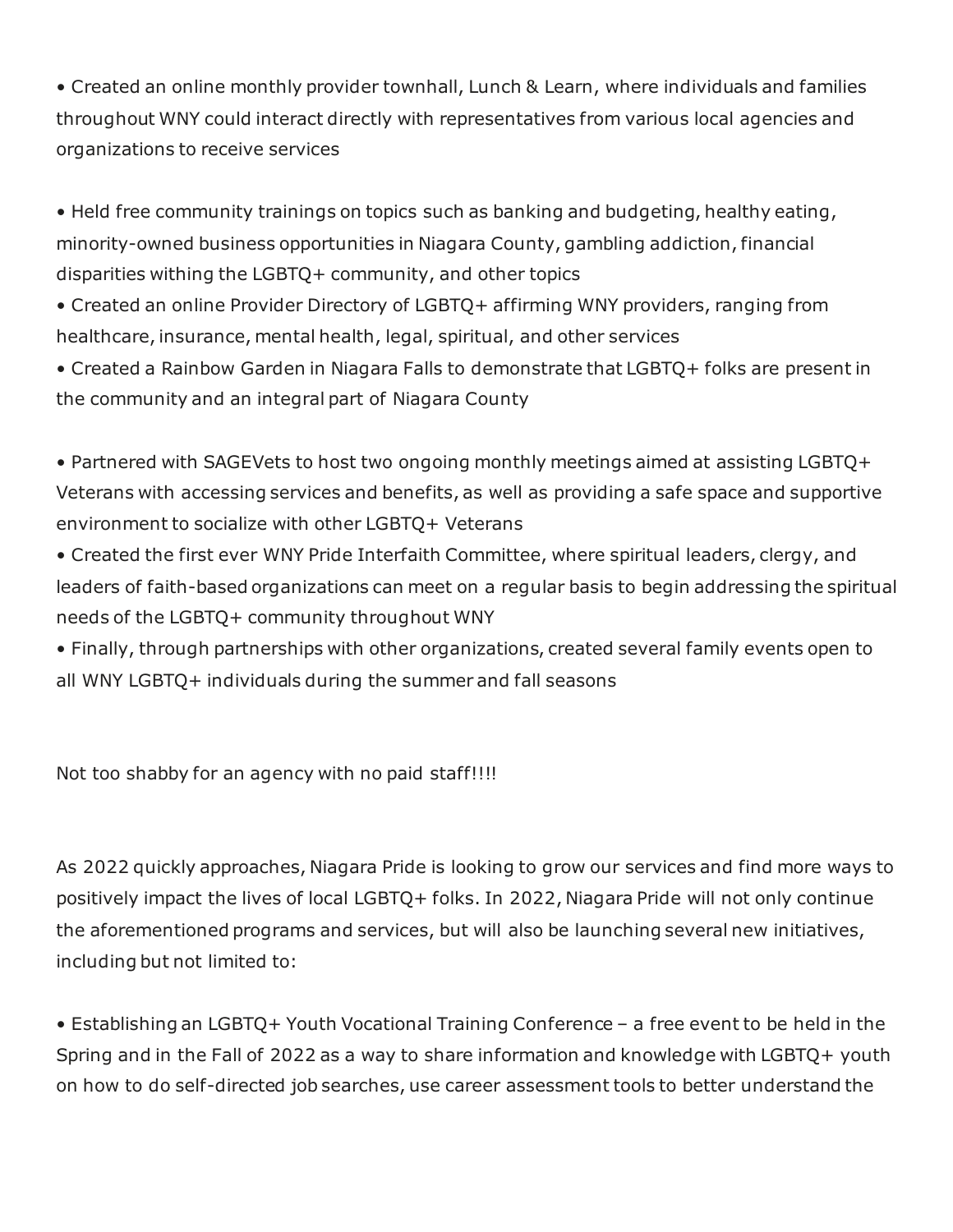- Created an online monthly provider townhall, Lunch & Learn, where individuals and families throughout WNY could interact directly with representatives from various local agencies and organizations to receive services

- Held free community trainings on topics such as banking and budgeting, healthy eating, minority-owned business opportunities in Niagara County, gambling addiction, financial disparities withing the LGBTQ+ community, and other topics
- Created an online Provider Directory of LGBTQ+ affirming WNY providers, ranging from healthcare, insurance, mental health, legal, spiritual, and other services
- Created a Rainbow Garden in Niagara Falls to demonstrate that LGBTQ+ folks are present in the community and an integral part of Niagara County

- Partnered with SAGEVets to host two ongoing monthly meetings aimed at assisting LGBTQ+ Veterans with accessing services and benefits, as well as providing a safe space and supportive environment to socialize with other LGBTQ+ Veterans
- Created the first ever WNY Pride Interfaith Committee, where spiritual leaders, clergy, and leaders of faith-based organizations can meet on a regular basis to begin addressing the spiritual needs of the LGBTQ+ community throughout WNY
- Finally, through partnerships with other organizations, created several family events open to all WNY LGBTQ+ individuals during the summer and fall seasons

Not too shabby for an agency with no paid staff!!!!

As 2022 quickly approaches, Niagara Pride is looking to grow our services and find more ways to positively impact the lives of local LGBTQ+ folks. In 2022, Niagara Pride will not only continue the aforementioned programs and services, but will also be launching several new initiatives, including but not limited to:

- Establishing an LGBTQ+ Youth Vocational Training Conference – a free event to be held in the Spring and in the Fall of 2022 as a way to share information and knowledge with LGBTQ+ youth on how to do self-directed job searches, use career assessment tools to better understand the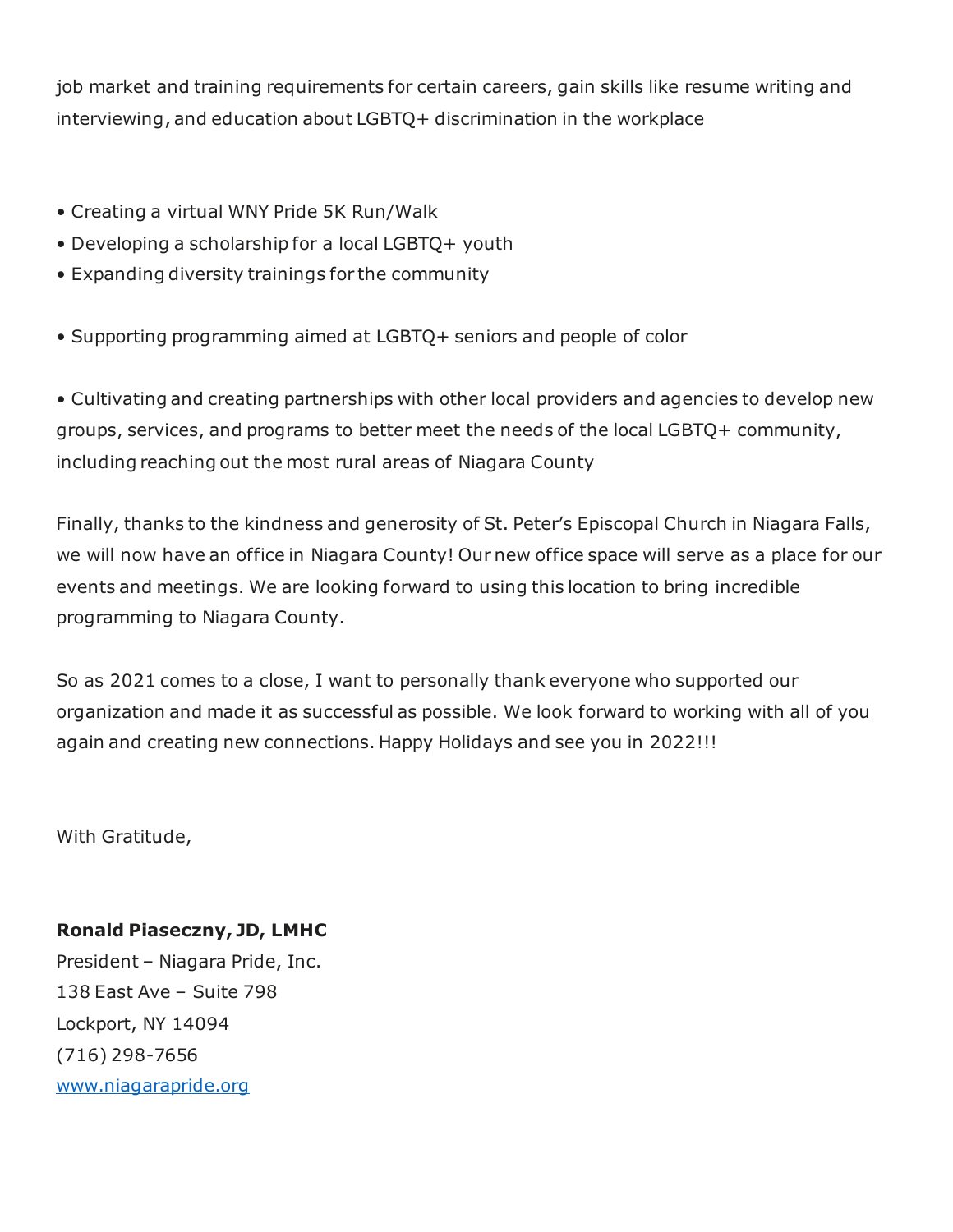job market and training requirements for certain careers, gain skills like resume writing and interviewing, and education about LGBTQ+ discrimination in the workplace

- Creating a virtual WNY Pride 5K Run/Walk
- Developing a scholarship for a local LGBTQ+ youth
- Expanding diversity trainings for the community

- Supporting programming aimed at LGBTQ+ seniors and people of color

- Cultivating and creating partnerships with other local providers and agencies to develop new groups, services, and programs to better meet the needs of the local LGBTQ+ community, including reaching out the most rural areas of Niagara County

Finally, thanks to the kindness and generosity of St. Peter's Episcopal Church in Niagara Falls, we will now have an office in Niagara County! Our new office space will serve as a place for our events and meetings. We are looking forward to using this location to bring incredible programming to Niagara County.

So as 2021 comes to a close, I want to personally thank everyone who supported our organization and made it as successful as possible. We look forward to working with all of you again and creating new connections. Happy Holidays and see you in 2022!!!

With Gratitude,

**Ronald Piaseczny, JD, LMHC**
President – Niagara Pride, Inc.
138 East Ave – Suite 798
Lockport, NY 14094
(716) 298-7656
[www.niagarapride.org](http://www.niagarapride.org)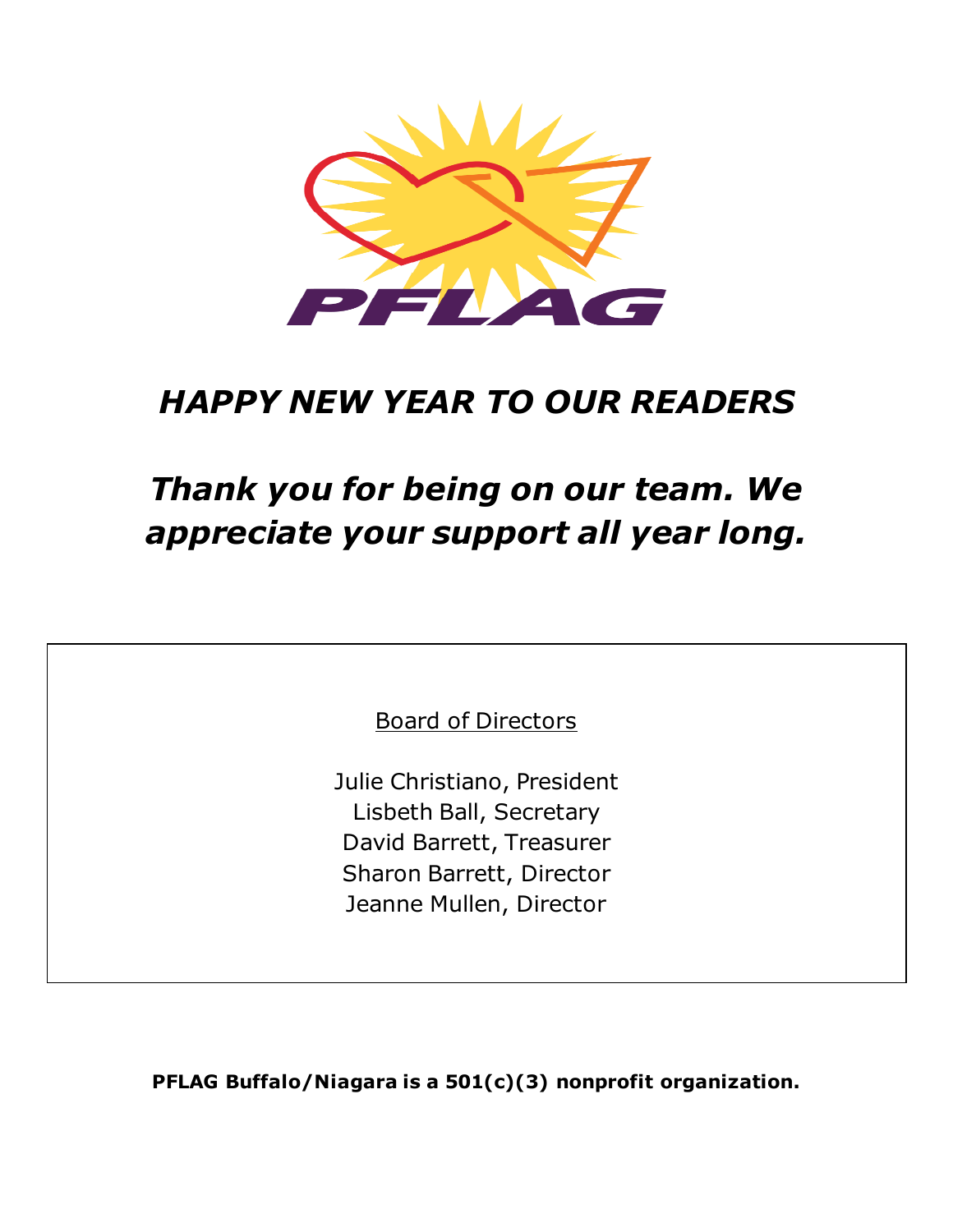PFLAG

# *HAPPY NEW YEAR TO OUR READERS*

## *Thank you for being on our team. We appreciate your support all year long.*

Board of Directors

Julie Christiano, President
Lisbeth Ball, Secretary
David Barrett, Treasurer
Sharon Barrett, Director
Jeanne Mullen, Director

**PFLAG Buffalo/Niagara is a 501(c)(3) nonprofit organization.**